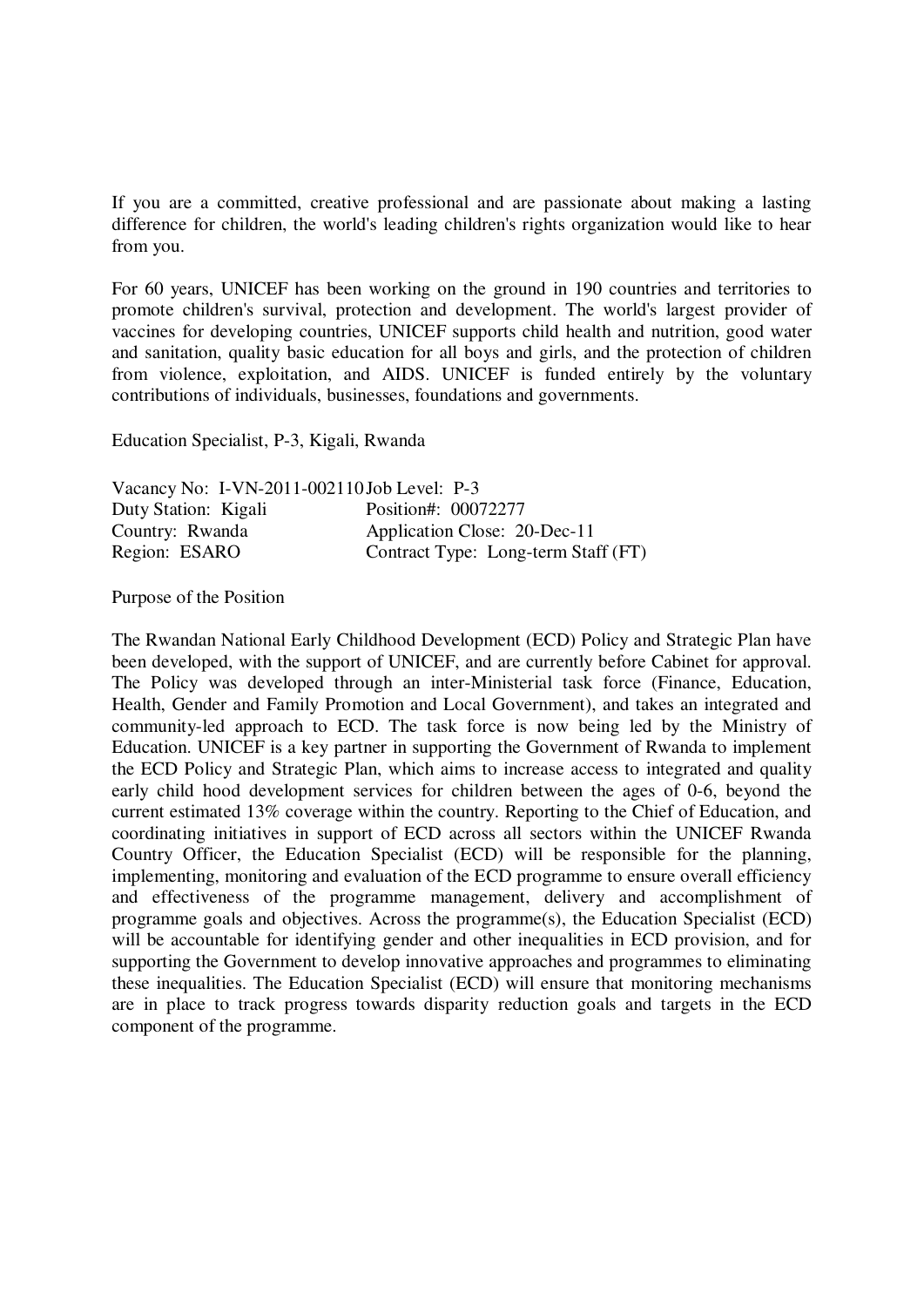If you are a committed, creative professional and are passionate about making a lasting difference for children, the world's leading children's rights organization would like to hear from you.

For 60 years, UNICEF has been working on the ground in 190 countries and territories to promote children's survival, protection and development. The world's largest provider of vaccines for developing countries, UNICEF supports child health and nutrition, good water and sanitation, quality basic education for all boys and girls, and the protection of children from violence, exploitation, and AIDS. UNICEF is funded entirely by the voluntary contributions of individuals, businesses, foundations and governments.

Education Specialist, P-3, Kigali, Rwanda

| | |
|---|---|
| Vacancy No: I-VN-2011-002110 | Job Level: P-3 |
| Duty Station: Kigali | Position#: 00072277 |
| Country: Rwanda | Application Close: 20-Dec-11 |
| Region: ESARO | Contract Type: Long-term Staff (FT) |

Purpose of the Position

The Rwandan National Early Childhood Development (ECD) Policy and Strategic Plan have been developed, with the support of UNICEF, and are currently before Cabinet for approval. The Policy was developed through an inter-Ministerial task force (Finance, Education, Health, Gender and Family Promotion and Local Government), and takes an integrated and community-led approach to ECD. The task force is now being led by the Ministry of Education. UNICEF is a key partner in supporting the Government of Rwanda to implement the ECD Policy and Strategic Plan, which aims to increase access to integrated and quality early child hood development services for children between the ages of 0-6, beyond the current estimated 13% coverage within the country. Reporting to the Chief of Education, and coordinating initiatives in support of ECD across all sectors within the UNICEF Rwanda Country Officer, the Education Specialist (ECD) will be responsible for the planning, implementing, monitoring and evaluation of the ECD programme to ensure overall efficiency and effectiveness of the programme management, delivery and accomplishment of programme goals and objectives. Across the programme(s), the Education Specialist (ECD) will be accountable for identifying gender and other inequalities in ECD provision, and for supporting the Government to develop innovative approaches and programmes to eliminating these inequalities. The Education Specialist (ECD) will ensure that monitoring mechanisms are in place to track progress towards disparity reduction goals and targets in the ECD component of the programme.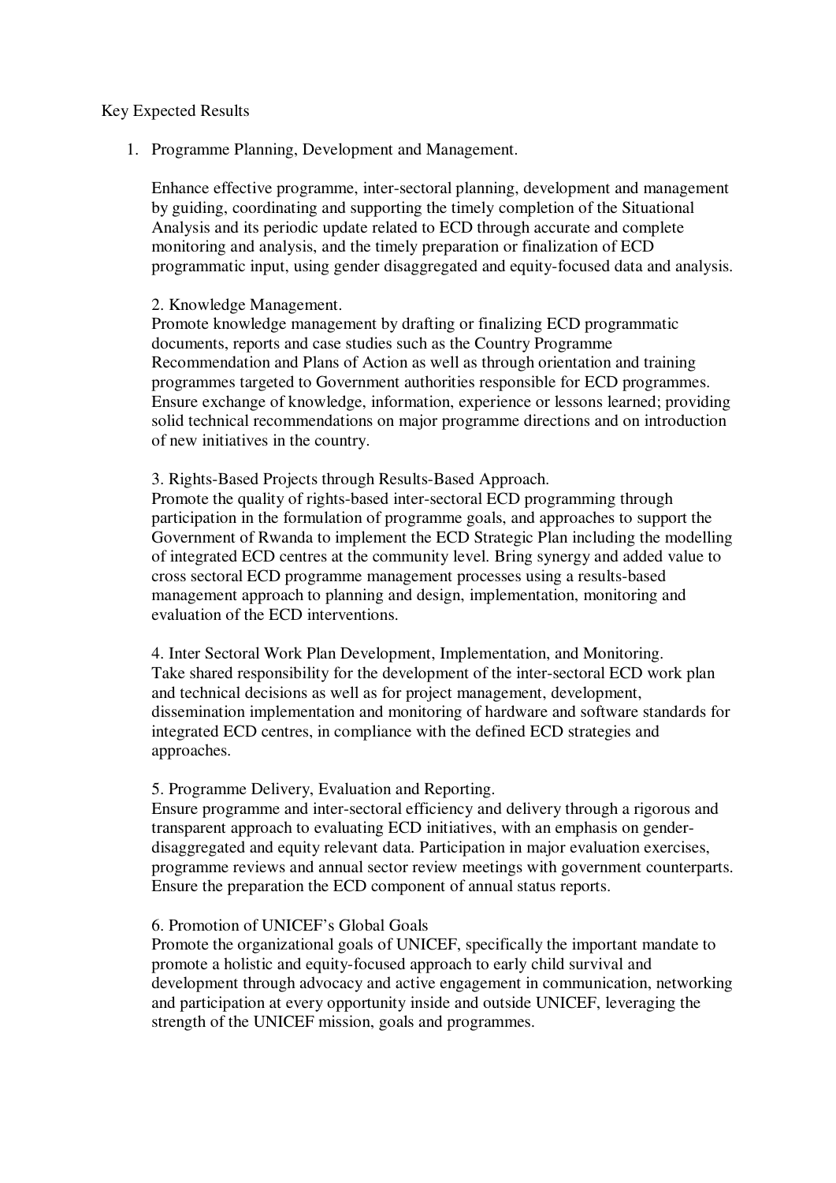Key Expected Results

1. Programme Planning, Development and Management.

   Enhance effective programme, inter-sectoral planning, development and management by guiding, coordinating and supporting the timely completion of the Situational Analysis and its periodic update related to ECD through accurate and complete monitoring and analysis, and the timely preparation or finalization of ECD programmatic input, using gender disaggregated and equity-focused data and analysis.

2. Knowledge Management.
   Promote knowledge management by drafting or finalizing ECD programmatic documents, reports and case studies such as the Country Programme Recommendation and Plans of Action as well as through orientation and training programmes targeted to Government authorities responsible for ECD programmes. Ensure exchange of knowledge, information, experience or lessons learned; providing solid technical recommendations on major programme directions and on introduction of new initiatives in the country.

3. Rights-Based Projects through Results-Based Approach.
   Promote the quality of rights-based inter-sectoral ECD programming through participation in the formulation of programme goals, and approaches to support the Government of Rwanda to implement the ECD Strategic Plan including the modelling of integrated ECD centres at the community level. Bring synergy and added value to cross sectoral ECD programme management processes using a results-based management approach to planning and design, implementation, monitoring and evaluation of the ECD interventions.

4. Inter Sectoral Work Plan Development, Implementation, and Monitoring.
   Take shared responsibility for the development of the inter-sectoral ECD work plan and technical decisions as well as for project management, development, dissemination implementation and monitoring of hardware and software standards for integrated ECD centres, in compliance with the defined ECD strategies and approaches.

5. Programme Delivery, Evaluation and Reporting.
   Ensure programme and inter-sectoral efficiency and delivery through a rigorous and transparent approach to evaluating ECD initiatives, with an emphasis on gender-disaggregated and equity relevant data. Participation in major evaluation exercises, programme reviews and annual sector review meetings with government counterparts. Ensure the preparation the ECD component of annual status reports.

6. Promotion of UNICEF's Global Goals
   Promote the organizational goals of UNICEF, specifically the important mandate to promote a holistic and equity-focused approach to early child survival and development through advocacy and active engagement in communication, networking and participation at every opportunity inside and outside UNICEF, leveraging the strength of the UNICEF mission, goals and programmes.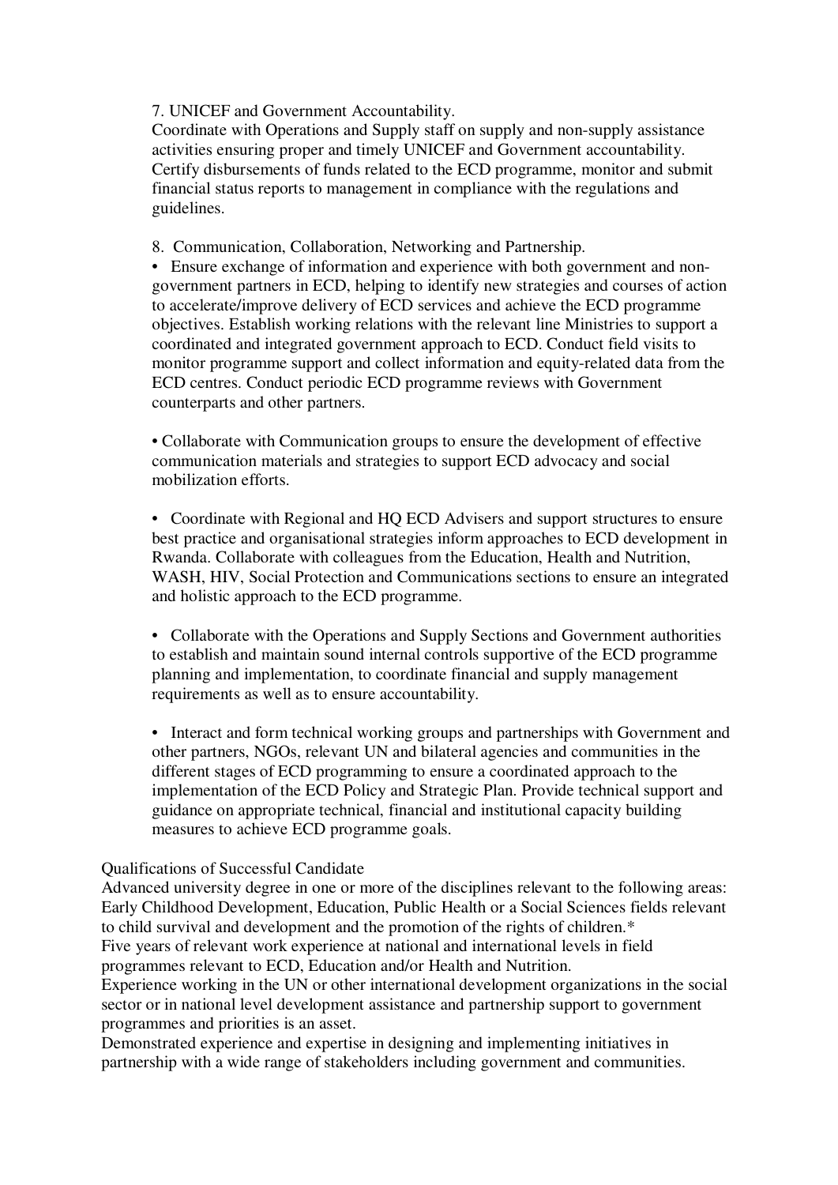7. UNICEF and Government Accountability.

Coordinate with Operations and Supply staff on supply and non-supply assistance activities ensuring proper and timely UNICEF and Government accountability. Certify disbursements of funds related to the ECD programme, monitor and submit financial status reports to management in compliance with the regulations and guidelines.

8. Communication, Collaboration, Networking and Partnership.

- Ensure exchange of information and experience with both government and non-government partners in ECD, helping to identify new strategies and courses of action to accelerate/improve delivery of ECD services and achieve the ECD programme objectives. Establish working relations with the relevant line Ministries to support a coordinated and integrated government approach to ECD. Conduct field visits to monitor programme support and collect information and equity-related data from the ECD centres. Conduct periodic ECD programme reviews with Government counterparts and other partners.

- Collaborate with Communication groups to ensure the development of effective communication materials and strategies to support ECD advocacy and social mobilization efforts.

- Coordinate with Regional and HQ ECD Advisers and support structures to ensure best practice and organisational strategies inform approaches to ECD development in Rwanda. Collaborate with colleagues from the Education, Health and Nutrition, WASH, HIV, Social Protection and Communications sections to ensure an integrated and holistic approach to the ECD programme.

- Collaborate with the Operations and Supply Sections and Government authorities to establish and maintain sound internal controls supportive of the ECD programme planning and implementation, to coordinate financial and supply management requirements as well as to ensure accountability.

- Interact and form technical working groups and partnerships with Government and other partners, NGOs, relevant UN and bilateral agencies and communities in the different stages of ECD programming to ensure a coordinated approach to the implementation of the ECD Policy and Strategic Plan. Provide technical support and guidance on appropriate technical, financial and institutional capacity building measures to achieve ECD programme goals.

Qualifications of Successful Candidate

Advanced university degree in one or more of the disciplines relevant to the following areas: Early Childhood Development, Education, Public Health or a Social Sciences fields relevant to child survival and development and the promotion of the rights of children.*

Five years of relevant work experience at national and international levels in field programmes relevant to ECD, Education and/or Health and Nutrition.

Experience working in the UN or other international development organizations in the social sector or in national level development assistance and partnership support to government programmes and priorities is an asset.

Demonstrated experience and expertise in designing and implementing initiatives in partnership with a wide range of stakeholders including government and communities.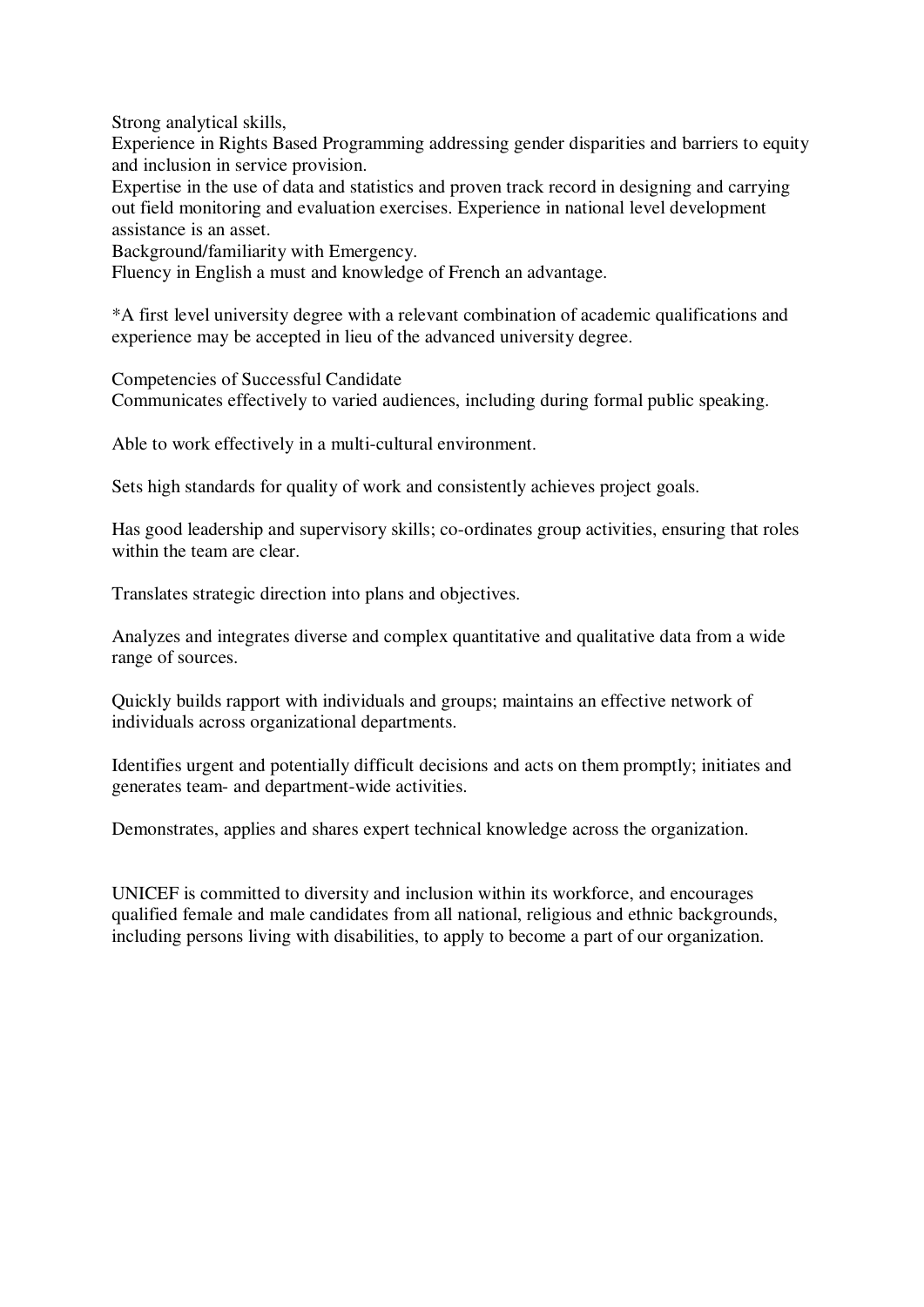Strong analytical skills,
Experience in Rights Based Programming addressing gender disparities and barriers to equity and inclusion in service provision.
Expertise in the use of data and statistics and proven track record in designing and carrying out field monitoring and evaluation exercises. Experience in national level development assistance is an asset.
Background/familiarity with Emergency.
Fluency in English a must and knowledge of French an advantage.

*A first level university degree with a relevant combination of academic qualifications and experience may be accepted in lieu of the advanced university degree.

Competencies of Successful Candidate
Communicates effectively to varied audiences, including during formal public speaking.

Able to work effectively in a multi-cultural environment.

Sets high standards for quality of work and consistently achieves project goals.

Has good leadership and supervisory skills; co-ordinates group activities, ensuring that roles within the team are clear.

Translates strategic direction into plans and objectives.

Analyzes and integrates diverse and complex quantitative and qualitative data from a wide range of sources.

Quickly builds rapport with individuals and groups; maintains an effective network of individuals across organizational departments.

Identifies urgent and potentially difficult decisions and acts on them promptly; initiates and generates team- and department-wide activities.

Demonstrates, applies and shares expert technical knowledge across the organization.

UNICEF is committed to diversity and inclusion within its workforce, and encourages qualified female and male candidates from all national, religious and ethnic backgrounds, including persons living with disabilities, to apply to become a part of our organization.